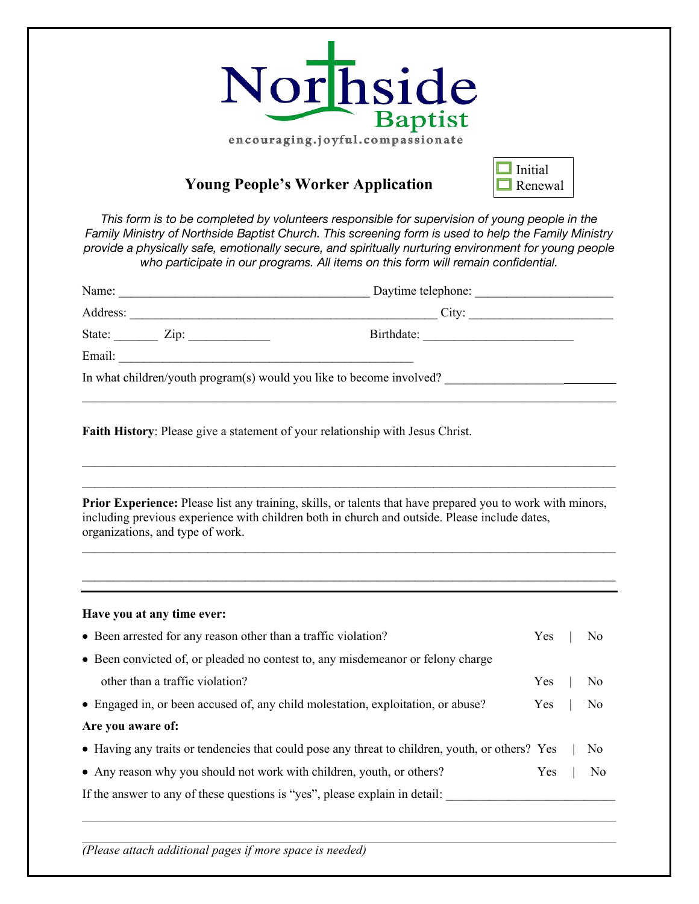# Northside Baptist

encouraging.joyful.compassionate

## Young People's Worker Application

☐ Initial
☐ Renewal

*This form is to be completed by volunteers responsible for supervision of young people in the Family Ministry of Northside Baptist Church. This screening form is used to help the Family Ministry provide a physically safe, emotionally secure, and spiritually nurturing environment for young people who participate in our programs. All items on this form will remain confidential.*

Name: ________________________________________ Daytime telephone: _____________________

Address: _________________________________________________ City: ______________________

State: _______ Zip: _____________ Birthdate: _______________________

Email: _______________________________________________

In what children/youth program(s) would you like to become involved? ___________________________

_______________________________________________________________________________

**Faith History**: Please give a statement of your relationship with Jesus Christ.

_______________________________________________________________________________

_______________________________________________________________________________

**Prior Experience:** Please list any training, skills, or talents that have prepared you to work with minors, including previous experience with children both in church and outside. Please include dates, organizations, and type of work.

_______________________________________________________________________________

_______________________________________________________________________________

---

**Have you at any time ever:**

- Been arrested for any reason other than a traffic violation? Yes | No
- Been convicted of, or pleaded no contest to, any misdemeanor or felony charge other than a traffic violation? Yes | No
- Engaged in, or been accused of, any child molestation, exploitation, or abuse? Yes | No

**Are you aware of:**

- Having any traits or tendencies that could pose any threat to children, youth, or others? Yes | No
- Any reason why you should not work with children, youth, or others? Yes | No

If the answer to any of these questions is "yes", please explain in detail: __________________________

_______________________________________________________________________________

_______________________________________________________________________________

*(Please attach additional pages if more space is needed)*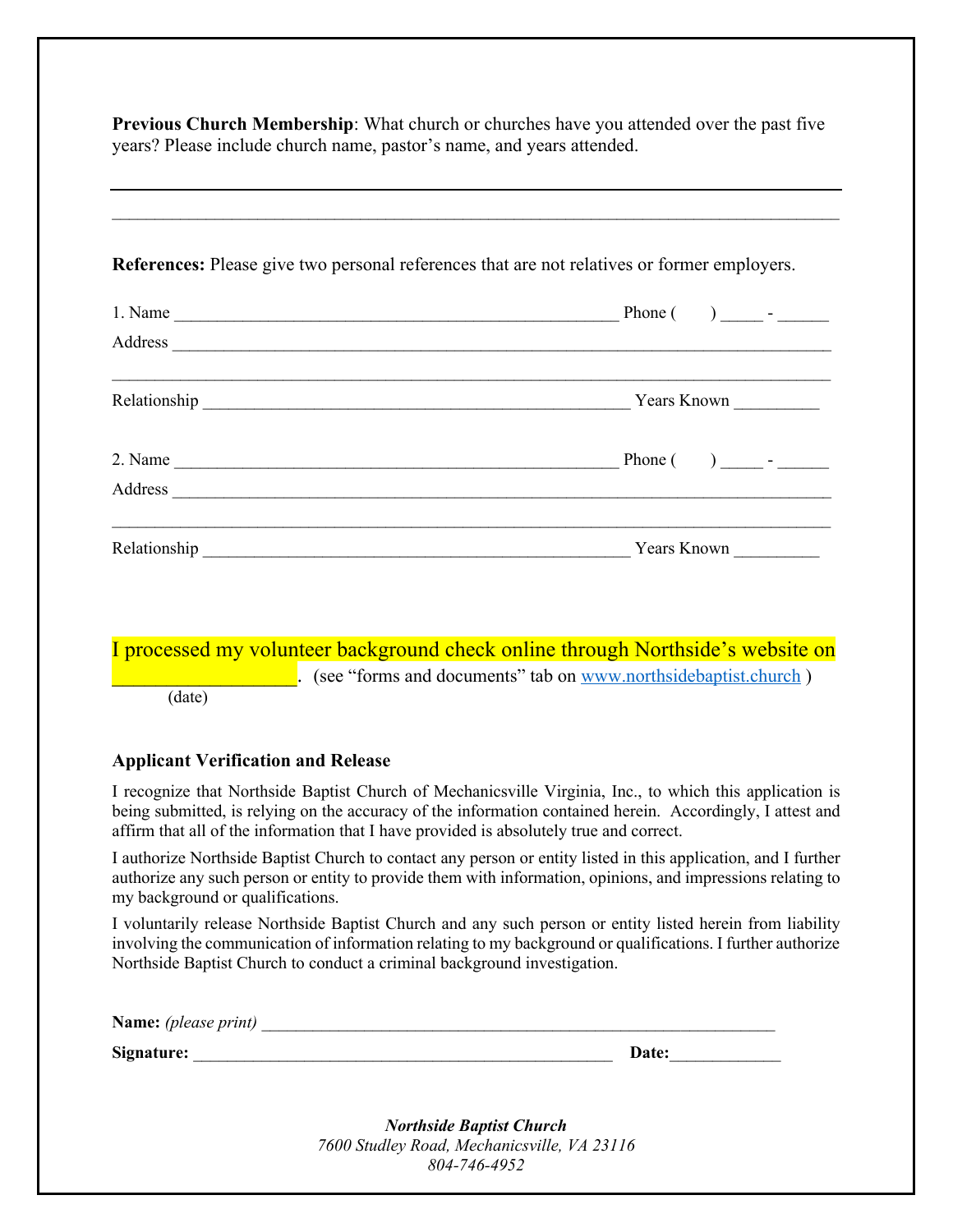**Previous Church Membership**: What church or churches have you attended over the past five years? Please include church name, pastor's name, and years attended.

___________________________________________________________________________

___________________________________________________________________________

**References:** Please give two personal references that are not relatives or former employers.

1. Name ___________________________________________________ Phone (     ) _____ - ______

Address ___________________________________________________________________________

___________________________________________________________________________

Relationship _______________________________________________ Years Known _________

2. Name ___________________________________________________ Phone (     ) _____ - ______

Address ___________________________________________________________________________

___________________________________________________________________________

Relationship _______________________________________________ Years Known _________

I processed my volunteer background check online through Northside's website on __________________. (see "forms and documents" tab on www.northsidebaptist.church )
(date)

**Applicant Verification and Release**

I recognize that Northside Baptist Church of Mechanicsville Virginia, Inc., to which this application is being submitted, is relying on the accuracy of the information contained herein. Accordingly, I attest and affirm that all of the information that I have provided is absolutely true and correct.

I authorize Northside Baptist Church to contact any person or entity listed in this application, and I further authorize any such person or entity to provide them with information, opinions, and impressions relating to my background or qualifications.

I voluntarily release Northside Baptist Church and any such person or entity listed herein from liability involving the communication of information relating to my background or qualifications. I further authorize Northside Baptist Church to conduct a criminal background investigation.

**Name:** *(please print)* ____________________________________________________________

**Signature:** _________________________________________________ **Date:**____________

***Northside Baptist Church***
*7600 Studley Road, Mechanicsville, VA 23116*
*804-746-4952*